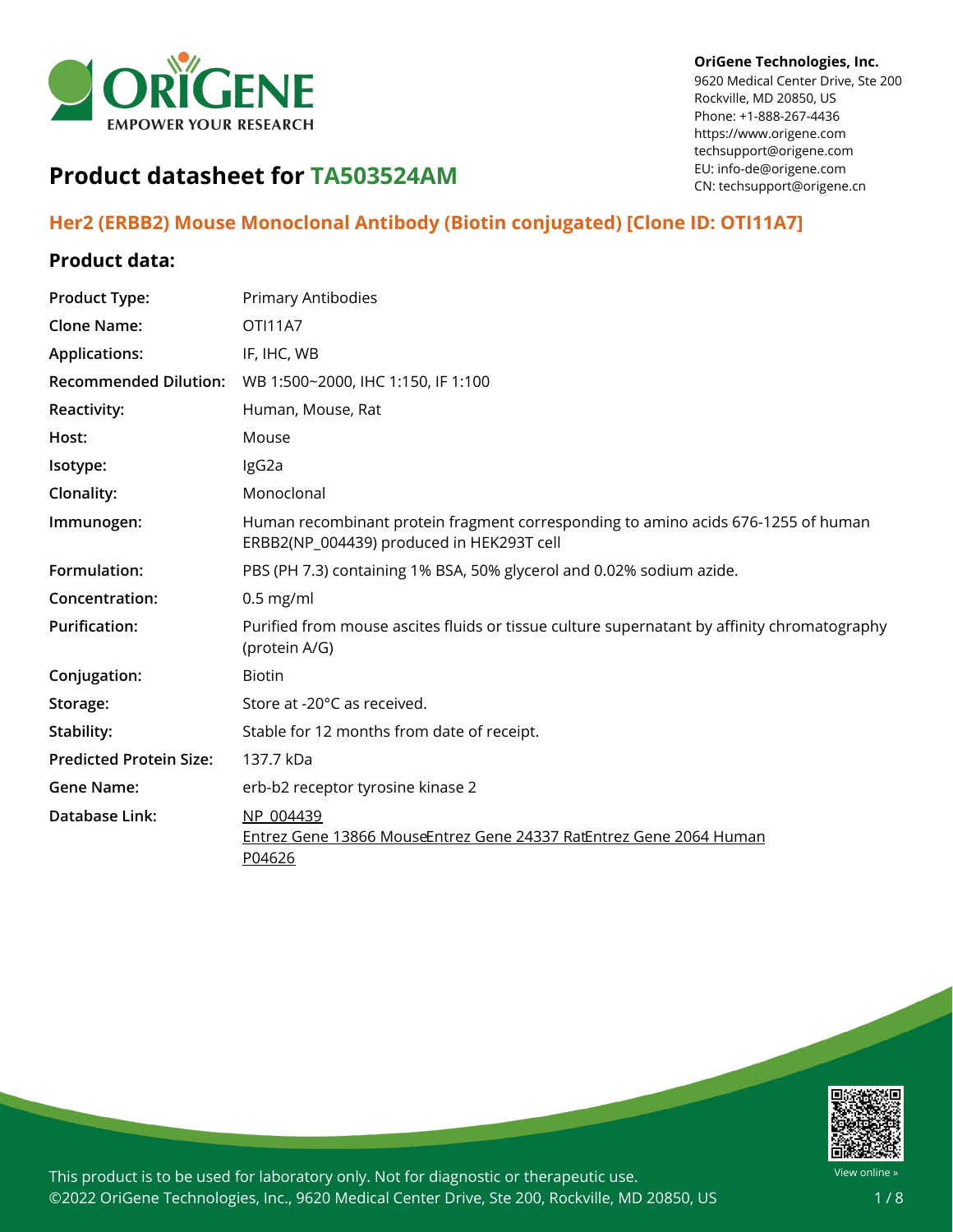**OriGene Technologies, Inc.**
9620 Medical Center Drive, Ste 200
Rockville, MD 20850, US
Phone: +1-888-267-4436
https://www.origene.com
techsupport@origene.com
EU: info-de@origene.com
CN: techsupport@origene.cn

# Product datasheet for TA503524AM

## Her2 (ERBB2) Mouse Monoclonal Antibody (Biotin conjugated) [Clone ID: OTI11A7]

### Product data:

| | |
|---|---|
| **Product Type:** | Primary Antibodies |
| **Clone Name:** | OTI11A7 |
| **Applications:** | IF, IHC, WB |
| **Recommended Dilution:** | WB 1:500~2000, IHC 1:150, IF 1:100 |
| **Reactivity:** | Human, Mouse, Rat |
| **Host:** | Mouse |
| **Isotype:** | IgG2a |
| **Clonality:** | Monoclonal |
| **Immunogen:** | Human recombinant protein fragment corresponding to amino acids 676-1255 of human ERBB2(NP_004439) produced in HEK293T cell |
| **Formulation:** | PBS (PH 7.3) containing 1% BSA, 50% glycerol and 0.02% sodium azide. |
| **Concentration:** | 0.5 mg/ml |
| **Purification:** | Purified from mouse ascites fluids or tissue culture supernatant by affinity chromatography (protein A/G) |
| **Conjugation:** | Biotin |
| **Storage:** | Store at -20°C as received. |
| **Stability:** | Stable for 12 months from date of receipt. |
| **Predicted Protein Size:** | 137.7 kDa |
| **Gene Name:** | erb-b2 receptor tyrosine kinase 2 |
| **Database Link:** | NP_004439<br>Entrez Gene 13866 MouseEntrez Gene 24337 RatEntrez Gene 2064 Human<br>P04626 |

This product is to be used for laboratory only. Not for diagnostic or therapeutic use.
©2022 OriGene Technologies, Inc., 9620 Medical Center Drive, Ste 200, Rockville, MD 20850, US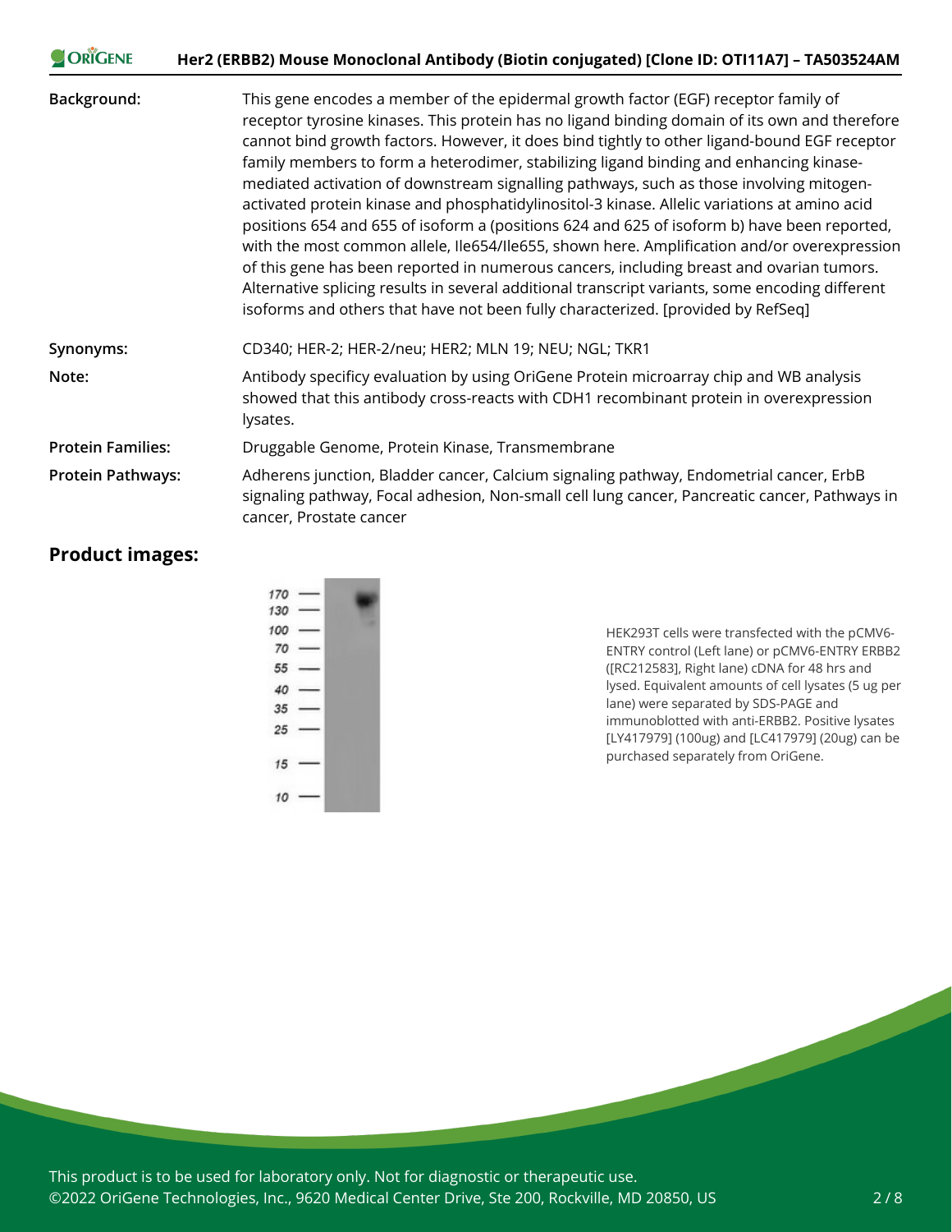| | |
|---|---|
| **Background:** | This gene encodes a member of the epidermal growth factor (EGF) receptor family of receptor tyrosine kinases. This protein has no ligand binding domain of its own and therefore cannot bind growth factors. However, it does bind tightly to other ligand-bound EGF receptor family members to form a heterodimer, stabilizing ligand binding and enhancing kinase-mediated activation of downstream signalling pathways, such as those involving mitogen-activated protein kinase and phosphatidylinositol-3 kinase. Allelic variations at amino acid positions 654 and 655 of isoform a (positions 624 and 625 of isoform b) have been reported, with the most common allele, Ile654/Ile655, shown here. Amplification and/or overexpression of this gene has been reported in numerous cancers, including breast and ovarian tumors. Alternative splicing results in several additional transcript variants, some encoding different isoforms and others that have not been fully characterized. [provided by RefSeq] |
| **Synonyms:** | CD340; HER-2; HER-2/neu; HER2; MLN 19; NEU; NGL; TKR1 |
| **Note:** | Antibody specificy evaluation by using OriGene Protein microarray chip and WB analysis showed that this antibody cross-reacts with CDH1 recombinant protein in overexpression lysates. |
| **Protein Families:** | Druggable Genome, Protein Kinase, Transmembrane |
| **Protein Pathways:** | Adherens junction, Bladder cancer, Calcium signaling pathway, Endometrial cancer, ErbB signaling pathway, Focal adhesion, Non-small cell lung cancer, Pancreatic cancer, Pathways in cancer, Prostate cancer |

## Product images:

HEK293T cells were transfected with the pCMV6-ENTRY control (Left lane) or pCMV6-ENTRY ERBB2 ([RC212583], Right lane) cDNA for 48 hrs and lysed. Equivalent amounts of cell lysates (5 ug per lane) were separated by SDS-PAGE and immunoblotted with anti-ERBB2. Positive lysates [LY417979] (100ug) and [LC417979] (20ug) can be purchased separately from OriGene.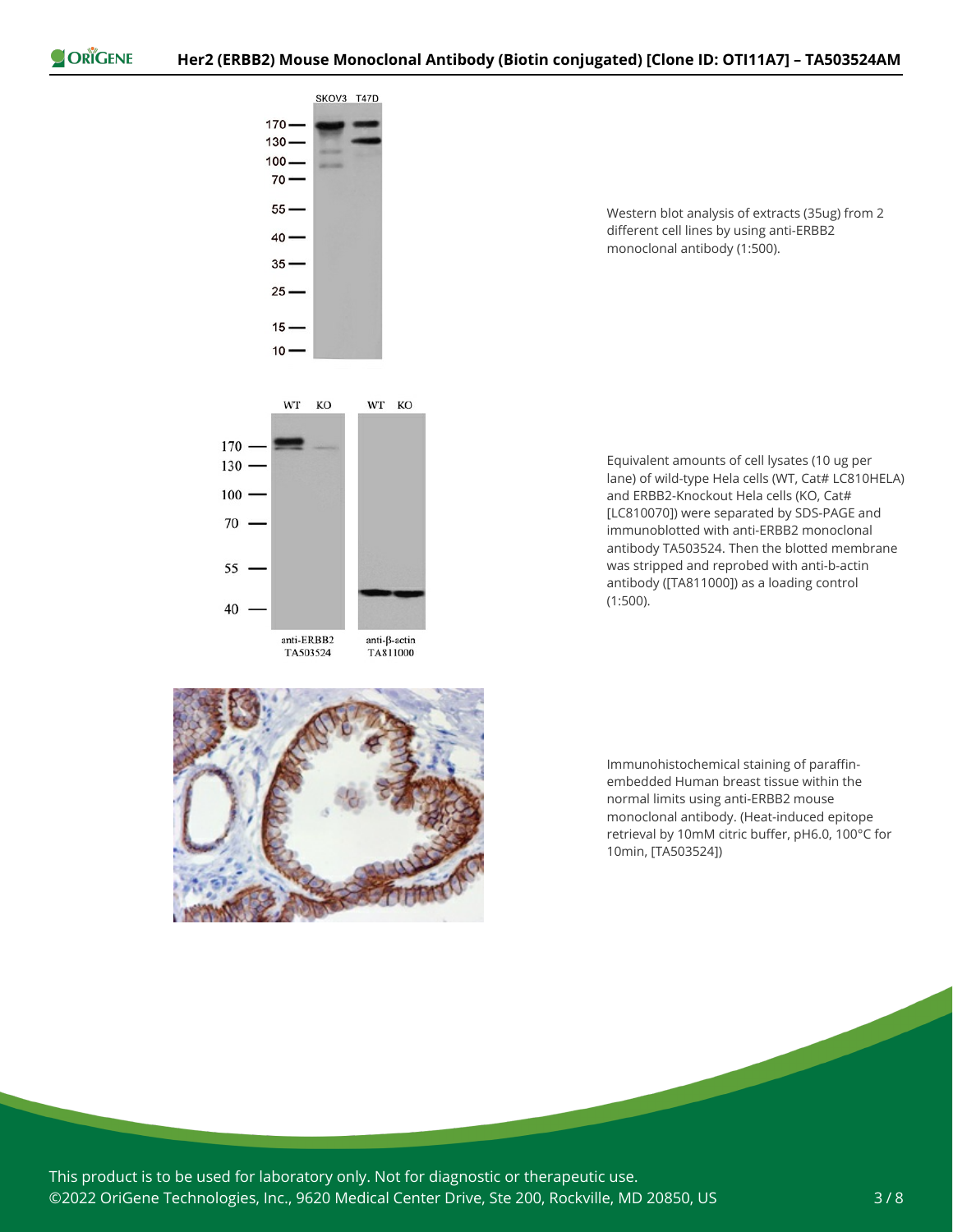Western blot analysis of extracts (35ug) from 2 different cell lines by using anti-ERBB2 monoclonal antibody (1:500).

Equivalent amounts of cell lysates (10 ug per lane) of wild-type Hela cells (WT, Cat# LC810HELA) and ERBB2-Knockout Hela cells (KO, Cat# [LC810070]) were separated by SDS-PAGE and immunoblotted with anti-ERBB2 monoclonal antibody TA503524. Then the blotted membrane was stripped and reprobed with anti-b-actin antibody ([TA811000]) as a loading control (1:500).

Immunohistochemical staining of paraffin-embedded Human breast tissue within the normal limits using anti-ERBB2 mouse monoclonal antibody. (Heat-induced epitope retrieval by 10mM citric buffer, pH6.0, 100°C for 10min, [TA503524])

This product is to be used for laboratory only. Not for diagnostic or therapeutic use.
©2022 OriGene Technologies, Inc., 9620 Medical Center Drive, Ste 200, Rockville, MD 20850, US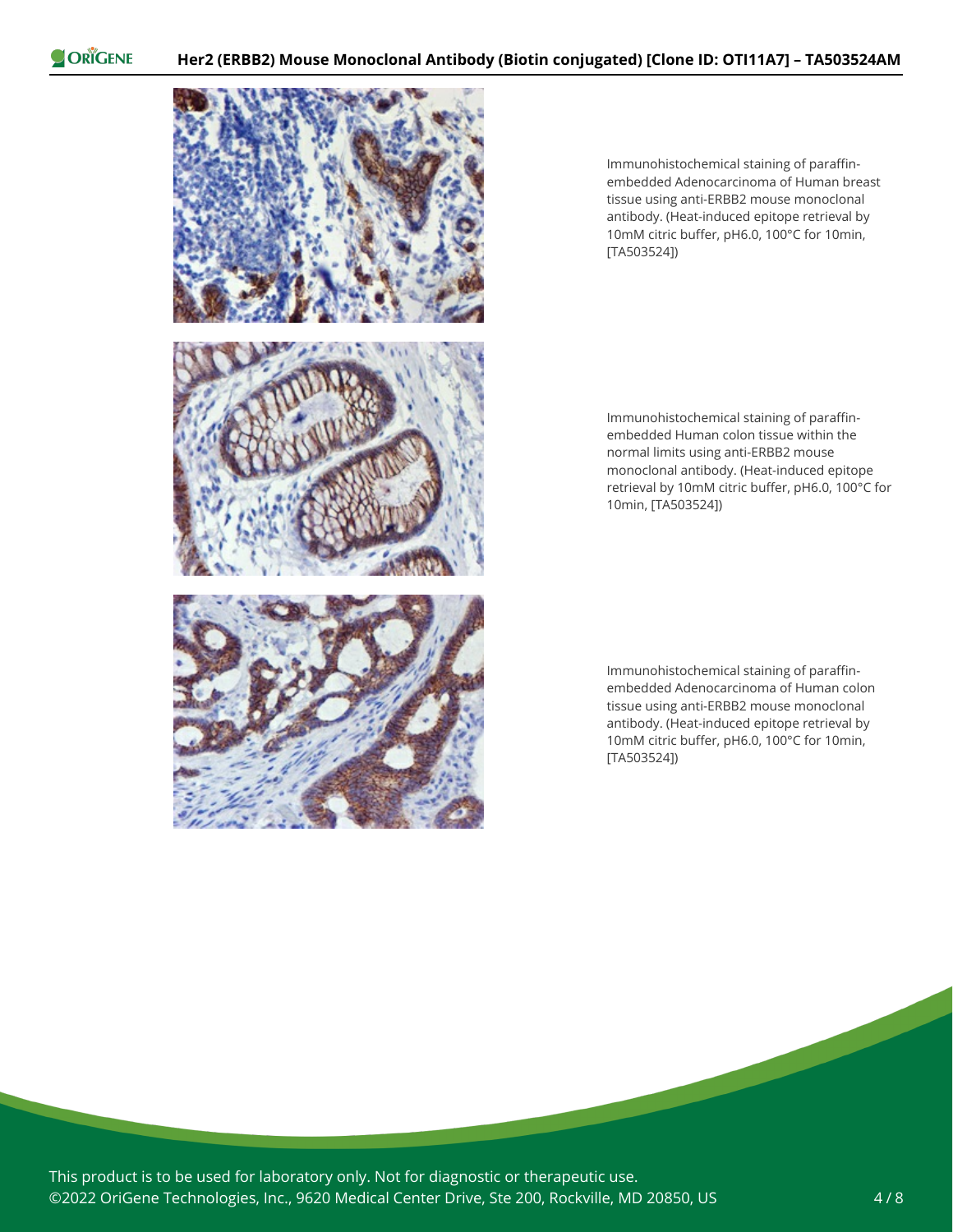Immunohistochemical staining of paraffin-embedded Adenocarcinoma of Human breast tissue using anti-ERBB2 mouse monoclonal antibody. (Heat-induced epitope retrieval by 10mM citric buffer, pH6.0, 100°C for 10min, [TA503524])

Immunohistochemical staining of paraffin-embedded Human colon tissue within the normal limits using anti-ERBB2 mouse monoclonal antibody. (Heat-induced epitope retrieval by 10mM citric buffer, pH6.0, 100°C for 10min, [TA503524])

Immunohistochemical staining of paraffin-embedded Adenocarcinoma of Human colon tissue using anti-ERBB2 mouse monoclonal antibody. (Heat-induced epitope retrieval by 10mM citric buffer, pH6.0, 100°C for 10min, [TA503524])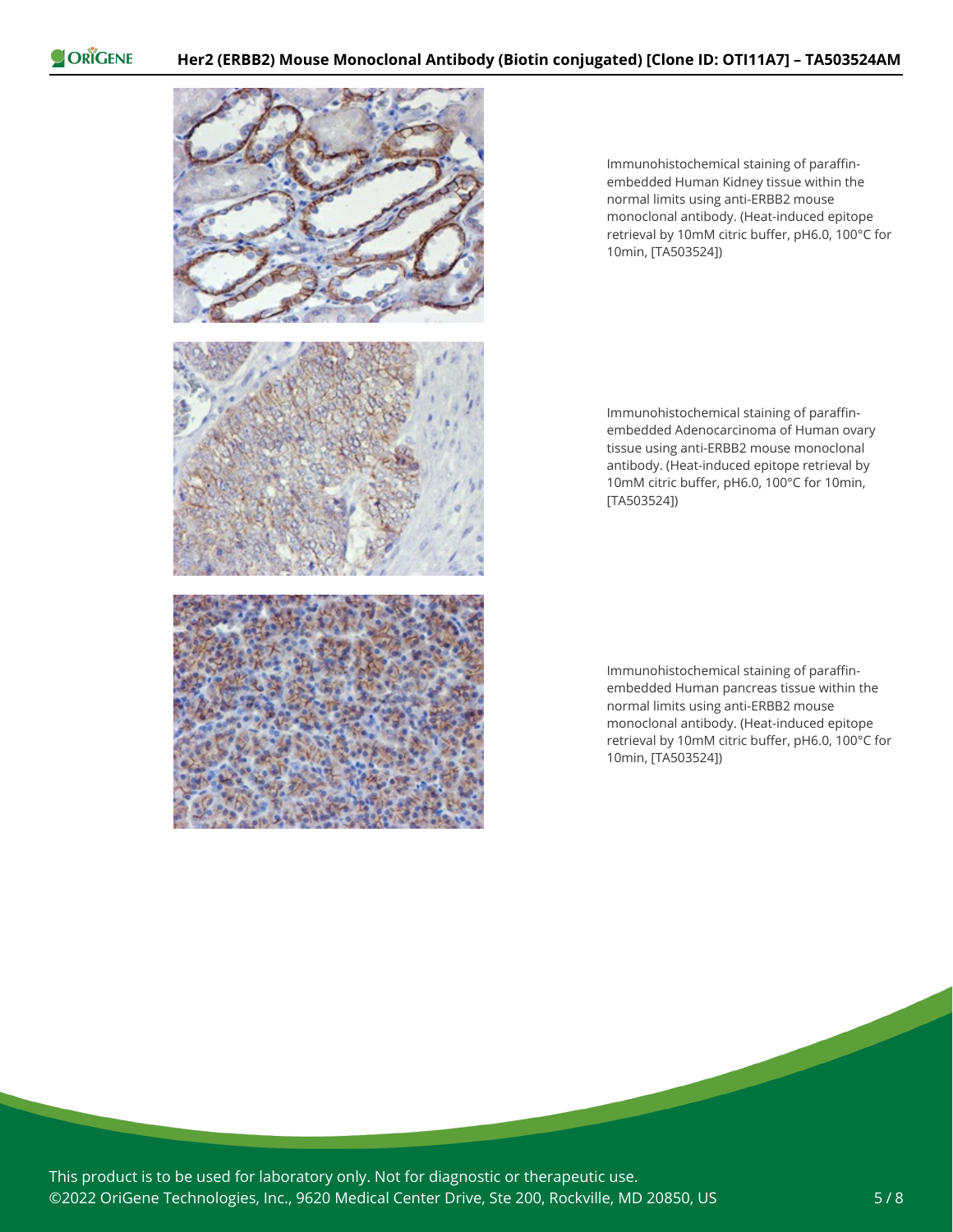Immunohistochemical staining of paraffin-embedded Human Kidney tissue within the normal limits using anti-ERBB2 mouse monoclonal antibody. (Heat-induced epitope retrieval by 10mM citric buffer, pH6.0, 100°C for 10min, [TA503524])

Immunohistochemical staining of paraffin-embedded Adenocarcinoma of Human ovary tissue using anti-ERBB2 mouse monoclonal antibody. (Heat-induced epitope retrieval by 10mM citric buffer, pH6.0, 100°C for 10min, [TA503524])

Immunohistochemical staining of paraffin-embedded Human pancreas tissue within the normal limits using anti-ERBB2 mouse monoclonal antibody. (Heat-induced epitope retrieval by 10mM citric buffer, pH6.0, 100°C for 10min, [TA503524])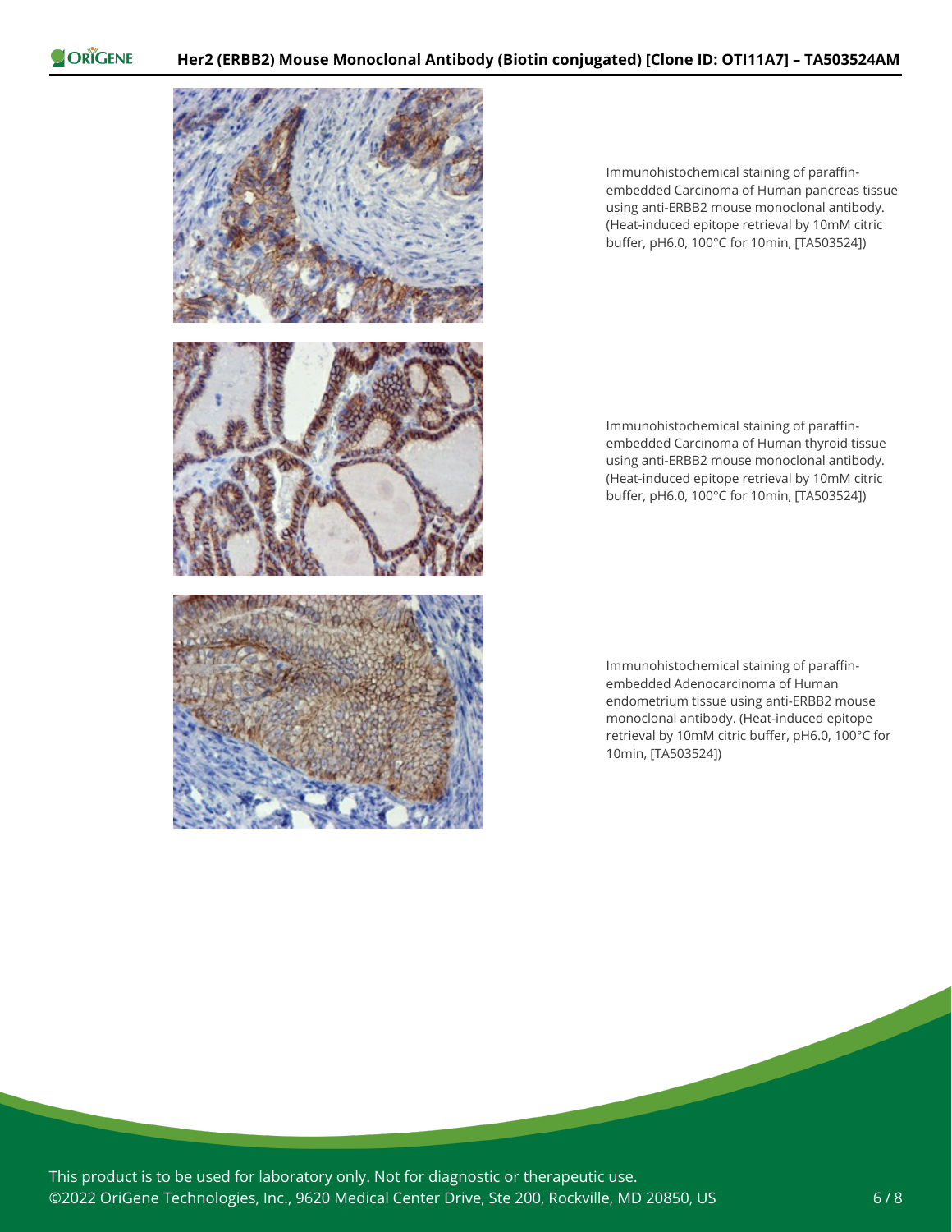Immunohistochemical staining of paraffin-embedded Carcinoma of Human pancreas tissue using anti-ERBB2 mouse monoclonal antibody. (Heat-induced epitope retrieval by 10mM citric buffer, pH6.0, 100°C for 10min, [TA503524])

Immunohistochemical staining of paraffin-embedded Carcinoma of Human thyroid tissue using anti-ERBB2 mouse monoclonal antibody. (Heat-induced epitope retrieval by 10mM citric buffer, pH6.0, 100°C for 10min, [TA503524])

Immunohistochemical staining of paraffin-embedded Adenocarcinoma of Human endometrium tissue using anti-ERBB2 mouse monoclonal antibody. (Heat-induced epitope retrieval by 10mM citric buffer, pH6.0, 100°C for 10min, [TA503524])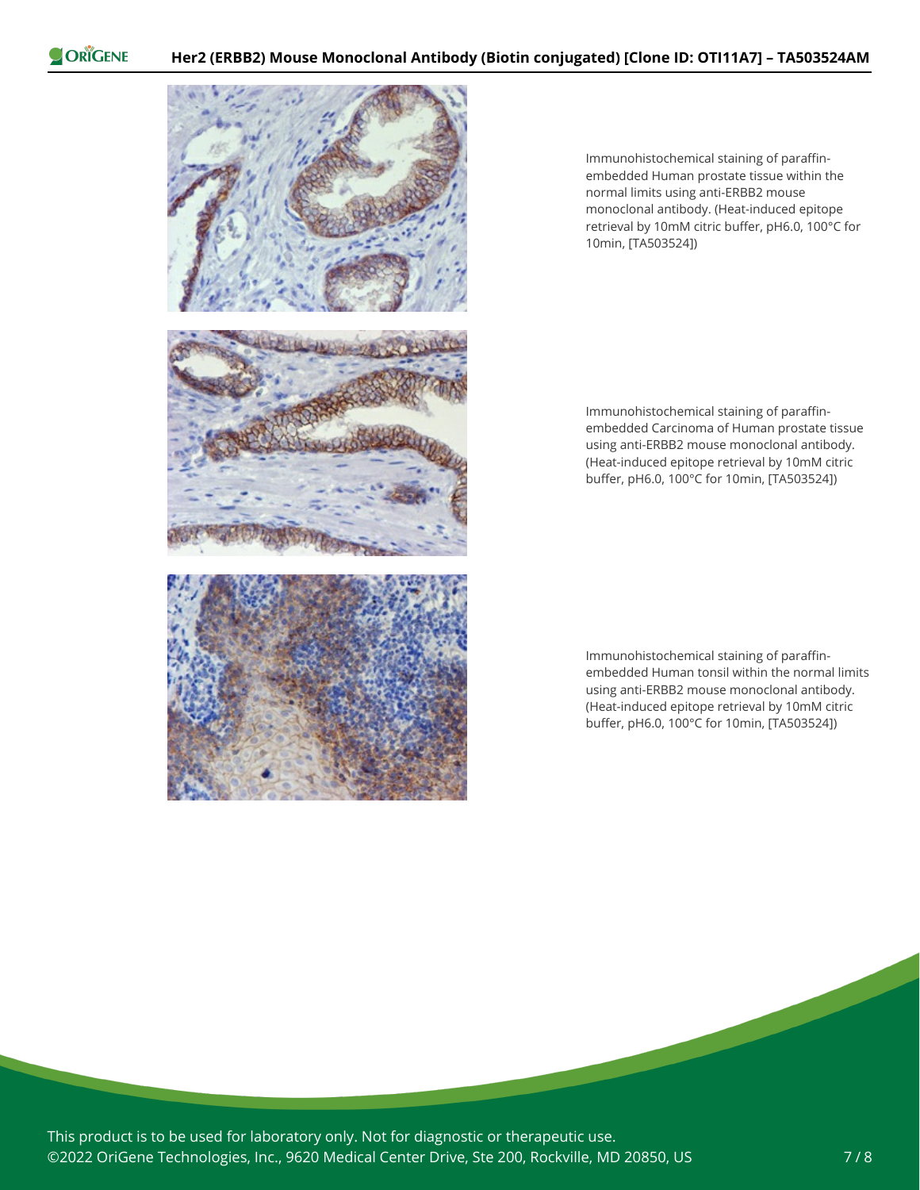Immunohistochemical staining of paraffin-embedded Human prostate tissue within the normal limits using anti-ERBB2 mouse monoclonal antibody. (Heat-induced epitope retrieval by 10mM citric buffer, pH6.0, 100°C for 10min, [TA503524])

Immunohistochemical staining of paraffin-embedded Carcinoma of Human prostate tissue using anti-ERBB2 mouse monoclonal antibody. (Heat-induced epitope retrieval by 10mM citric buffer, pH6.0, 100°C for 10min, [TA503524])

Immunohistochemical staining of paraffin-embedded Human tonsil within the normal limits using anti-ERBB2 mouse monoclonal antibody. (Heat-induced epitope retrieval by 10mM citric buffer, pH6.0, 100°C for 10min, [TA503524])

This product is to be used for laboratory only. Not for diagnostic or therapeutic use.
©2022 OriGene Technologies, Inc., 9620 Medical Center Drive, Ste 200, Rockville, MD 20850, US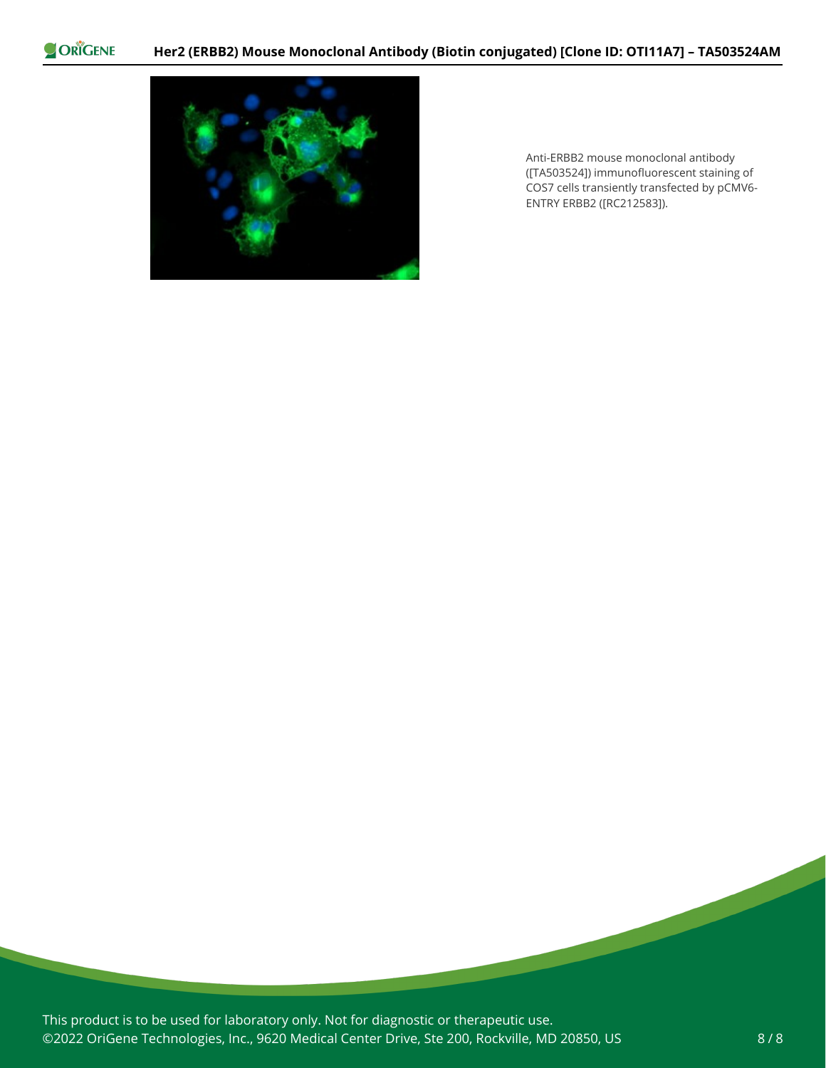Anti-ERBB2 mouse monoclonal antibody ([TA503524]) immunofluorescent staining of COS7 cells transiently transfected by pCMV6-ENTRY ERBB2 ([RC212583]).